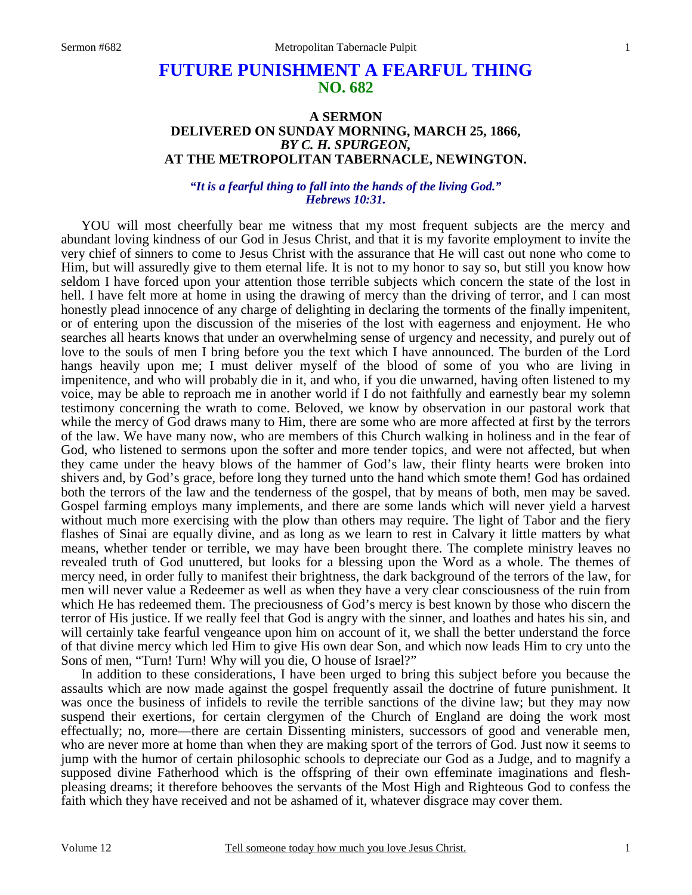# FUTURE PUNISHMENT A FEARFUL THING
## NO. 682

### A SERMON
### DELIVERED ON SUNDAY MORNING, MARCH 25, 1866,
### *BY C. H. SPURGEON,*
### AT THE METROPOLITAN TABERNACLE, NEWINGTON.

***"It is a fearful thing to fall into the hands of the living God." Hebrews 10:31.***

YOU will most cheerfully bear me witness that my most frequent subjects are the mercy and abundant loving kindness of our God in Jesus Christ, and that it is my favorite employment to invite the very chief of sinners to come to Jesus Christ with the assurance that He will cast out none who come to Him, but will assuredly give to them eternal life. It is not to my honor to say so, but still you know how seldom I have forced upon your attention those terrible subjects which concern the state of the lost in hell. I have felt more at home in using the drawing of mercy than the driving of terror, and I can most honestly plead innocence of any charge of delighting in declaring the torments of the finally impenitent, or of entering upon the discussion of the miseries of the lost with eagerness and enjoyment. He who searches all hearts knows that under an overwhelming sense of urgency and necessity, and purely out of love to the souls of men I bring before you the text which I have announced. The burden of the Lord hangs heavily upon me; I must deliver myself of the blood of some of you who are living in impenitence, and who will probably die in it, and who, if you die unwarned, having often listened to my voice, may be able to reproach me in another world if I do not faithfully and earnestly bear my solemn testimony concerning the wrath to come. Beloved, we know by observation in our pastoral work that while the mercy of God draws many to Him, there are some who are more affected at first by the terrors of the law. We have many now, who are members of this Church walking in holiness and in the fear of God, who listened to sermons upon the softer and more tender topics, and were not affected, but when they came under the heavy blows of the hammer of God's law, their flinty hearts were broken into shivers and, by God's grace, before long they turned unto the hand which smote them! God has ordained both the terrors of the law and the tenderness of the gospel, that by means of both, men may be saved. Gospel farming employs many implements, and there are some lands which will never yield a harvest without much more exercising with the plow than others may require. The light of Tabor and the fiery flashes of Sinai are equally divine, and as long as we learn to rest in Calvary it little matters by what means, whether tender or terrible, we may have been brought there. The complete ministry leaves no revealed truth of God unuttered, but looks for a blessing upon the Word as a whole. The themes of mercy need, in order fully to manifest their brightness, the dark background of the terrors of the law, for men will never value a Redeemer as well as when they have a very clear consciousness of the ruin from which He has redeemed them. The preciousness of God's mercy is best known by those who discern the terror of His justice. If we really feel that God is angry with the sinner, and loathes and hates his sin, and will certainly take fearful vengeance upon him on account of it, we shall the better understand the force of that divine mercy which led Him to give His own dear Son, and which now leads Him to cry unto the Sons of men, "Turn! Turn! Why will you die, O house of Israel?"

In addition to these considerations, I have been urged to bring this subject before you because the assaults which are now made against the gospel frequently assail the doctrine of future punishment. It was once the business of infidels to revile the terrible sanctions of the divine law; but they may now suspend their exertions, for certain clergymen of the Church of England are doing the work most effectually; no, more—there are certain Dissenting ministers, successors of good and venerable men, who are never more at home than when they are making sport of the terrors of God. Just now it seems to jump with the humor of certain philosophic schools to depreciate our God as a Judge, and to magnify a supposed divine Fatherhood which is the offspring of their own effeminate imaginations and flesh-pleasing dreams; it therefore behooves the servants of the Most High and Righteous God to confess the faith which they have received and not be ashamed of it, whatever disgrace may cover them.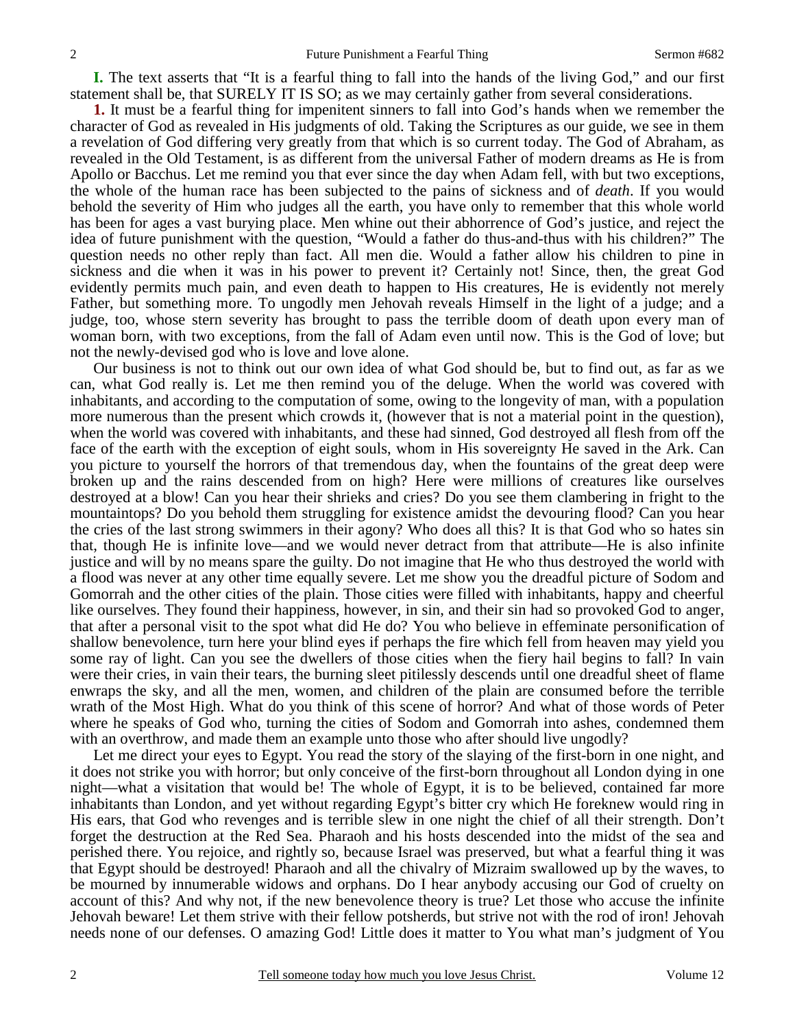**I.** The text asserts that "It is a fearful thing to fall into the hands of the living God," and our first statement shall be, that SURELY IT IS SO; as we may certainly gather from several considerations.

**1.** It must be a fearful thing for impenitent sinners to fall into God's hands when we remember the character of God as revealed in His judgments of old. Taking the Scriptures as our guide, we see in them a revelation of God differing very greatly from that which is so current today. The God of Abraham, as revealed in the Old Testament, is as different from the universal Father of modern dreams as He is from Apollo or Bacchus. Let me remind you that ever since the day when Adam fell, with but two exceptions, the whole of the human race has been subjected to the pains of sickness and of *death*. If you would behold the severity of Him who judges all the earth, you have only to remember that this whole world has been for ages a vast burying place. Men whine out their abhorrence of God's justice, and reject the idea of future punishment with the question, "Would a father do thus-and-thus with his children?" The question needs no other reply than fact. All men die. Would a father allow his children to pine in sickness and die when it was in his power to prevent it? Certainly not! Since, then, the great God evidently permits much pain, and even death to happen to His creatures, He is evidently not merely Father, but something more. To ungodly men Jehovah reveals Himself in the light of a judge; and a judge, too, whose stern severity has brought to pass the terrible doom of death upon every man of woman born, with two exceptions, from the fall of Adam even until now. This is the God of love; but not the newly-devised god who is love and love alone.

Our business is not to think out our own idea of what God should be, but to find out, as far as we can, what God really is. Let me then remind you of the deluge. When the world was covered with inhabitants, and according to the computation of some, owing to the longevity of man, with a population more numerous than the present which crowds it, (however that is not a material point in the question), when the world was covered with inhabitants, and these had sinned, God destroyed all flesh from off the face of the earth with the exception of eight souls, whom in His sovereignty He saved in the Ark. Can you picture to yourself the horrors of that tremendous day, when the fountains of the great deep were broken up and the rains descended from on high? Here were millions of creatures like ourselves destroyed at a blow! Can you hear their shrieks and cries? Do you see them clambering in fright to the mountaintops? Do you behold them struggling for existence amidst the devouring flood? Can you hear the cries of the last strong swimmers in their agony? Who does all this? It is that God who so hates sin that, though He is infinite love—and we would never detract from that attribute—He is also infinite justice and will by no means spare the guilty. Do not imagine that He who thus destroyed the world with a flood was never at any other time equally severe. Let me show you the dreadful picture of Sodom and Gomorrah and the other cities of the plain. Those cities were filled with inhabitants, happy and cheerful like ourselves. They found their happiness, however, in sin, and their sin had so provoked God to anger, that after a personal visit to the spot what did He do? You who believe in effeminate personification of shallow benevolence, turn here your blind eyes if perhaps the fire which fell from heaven may yield you some ray of light. Can you see the dwellers of those cities when the fiery hail begins to fall? In vain were their cries, in vain their tears, the burning sleet pitilessly descends until one dreadful sheet of flame enwraps the sky, and all the men, women, and children of the plain are consumed before the terrible wrath of the Most High. What do you think of this scene of horror? And what of those words of Peter where he speaks of God who, turning the cities of Sodom and Gomorrah into ashes, condemned them with an overthrow, and made them an example unto those who after should live ungodly?

Let me direct your eyes to Egypt. You read the story of the slaying of the first-born in one night, and it does not strike you with horror; but only conceive of the first-born throughout all London dying in one night—what a visitation that would be! The whole of Egypt, it is to be believed, contained far more inhabitants than London, and yet without regarding Egypt's bitter cry which He foreknew would ring in His ears, that God who revenges and is terrible slew in one night the chief of all their strength. Don't forget the destruction at the Red Sea. Pharaoh and his hosts descended into the midst of the sea and perished there. You rejoice, and rightly so, because Israel was preserved, but what a fearful thing it was that Egypt should be destroyed! Pharaoh and all the chivalry of Mizraim swallowed up by the waves, to be mourned by innumerable widows and orphans. Do I hear anybody accusing our God of cruelty on account of this? And why not, if the new benevolence theory is true? Let those who accuse the infinite Jehovah beware! Let them strive with their fellow potsherds, but strive not with the rod of iron! Jehovah needs none of our defenses. O amazing God! Little does it matter to You what man's judgment of You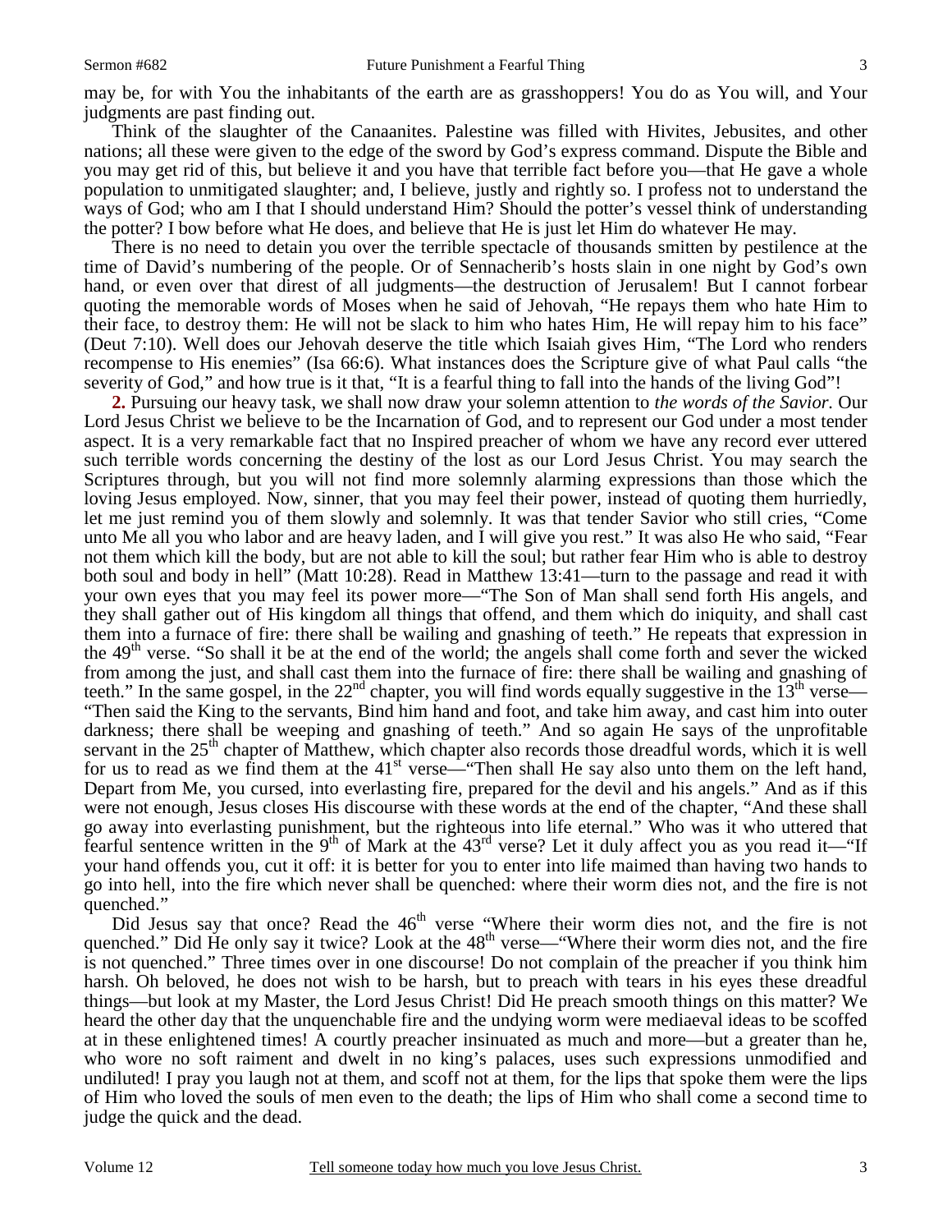may be, for with You the inhabitants of the earth are as grasshoppers! You do as You will, and Your judgments are past finding out.

Think of the slaughter of the Canaanites. Palestine was filled with Hivites, Jebusites, and other nations; all these were given to the edge of the sword by God's express command. Dispute the Bible and you may get rid of this, but believe it and you have that terrible fact before you—that He gave a whole population to unmitigated slaughter; and, I believe, justly and rightly so. I profess not to understand the ways of God; who am I that I should understand Him? Should the potter's vessel think of understanding the potter? I bow before what He does, and believe that He is just let Him do whatever He may.

There is no need to detain you over the terrible spectacle of thousands smitten by pestilence at the time of David's numbering of the people. Or of Sennacherib's hosts slain in one night by God's own hand, or even over that direst of all judgments—the destruction of Jerusalem! But I cannot forbear quoting the memorable words of Moses when he said of Jehovah, "He repays them who hate Him to their face, to destroy them: He will not be slack to him who hates Him, He will repay him to his face" (Deut 7:10). Well does our Jehovah deserve the title which Isaiah gives Him, "The Lord who renders recompense to His enemies" (Isa 66:6). What instances does the Scripture give of what Paul calls "the severity of God," and how true is it that, "It is a fearful thing to fall into the hands of the living God"!

**2.** Pursuing our heavy task, we shall now draw your solemn attention to *the words of the Savior.* Our Lord Jesus Christ we believe to be the Incarnation of God, and to represent our God under a most tender aspect. It is a very remarkable fact that no Inspired preacher of whom we have any record ever uttered such terrible words concerning the destiny of the lost as our Lord Jesus Christ. You may search the Scriptures through, but you will not find more solemnly alarming expressions than those which the loving Jesus employed. Now, sinner, that you may feel their power, instead of quoting them hurriedly, let me just remind you of them slowly and solemnly. It was that tender Savior who still cries, "Come unto Me all you who labor and are heavy laden, and I will give you rest." It was also He who said, "Fear not them which kill the body, but are not able to kill the soul; but rather fear Him who is able to destroy both soul and body in hell" (Matt 10:28). Read in Matthew 13:41—turn to the passage and read it with your own eyes that you may feel its power more—"The Son of Man shall send forth His angels, and they shall gather out of His kingdom all things that offend, and them which do iniquity, and shall cast them into a furnace of fire: there shall be wailing and gnashing of teeth." He repeats that expression in the 49th verse. "So shall it be at the end of the world; the angels shall come forth and sever the wicked from among the just, and shall cast them into the furnace of fire: there shall be wailing and gnashing of teeth." In the same gospel, in the 22nd chapter, you will find words equally suggestive in the 13th verse—"Then said the King to the servants, Bind him hand and foot, and take him away, and cast him into outer darkness; there shall be weeping and gnashing of teeth." And so again He says of the unprofitable servant in the 25th chapter of Matthew, which chapter also records those dreadful words, which it is well for us to read as we find them at the 41st verse—"Then shall He say also unto them on the left hand, Depart from Me, you cursed, into everlasting fire, prepared for the devil and his angels." And as if this were not enough, Jesus closes His discourse with these words at the end of the chapter, "And these shall go away into everlasting punishment, but the righteous into life eternal." Who was it who uttered that fearful sentence written in the 9th of Mark at the 43rd verse? Let it duly affect you as you read it—"If your hand offends you, cut it off: it is better for you to enter into life maimed than having two hands to go into hell, into the fire which never shall be quenched: where their worm dies not, and the fire is not quenched."

Did Jesus say that once? Read the 46th verse "Where their worm dies not, and the fire is not quenched." Did He only say it twice? Look at the 48th verse—"Where their worm dies not, and the fire is not quenched." Three times over in one discourse! Do not complain of the preacher if you think him harsh. Oh beloved, he does not wish to be harsh, but to preach with tears in his eyes these dreadful things—but look at my Master, the Lord Jesus Christ! Did He preach smooth things on this matter? We heard the other day that the unquenchable fire and the undying worm were mediaeval ideas to be scoffed at in these enlightened times! A courtly preacher insinuated as much and more—but a greater than he, who wore no soft raiment and dwelt in no king's palaces, uses such expressions unmodified and undiluted! I pray you laugh not at them, and scoff not at them, for the lips that spoke them were the lips of Him who loved the souls of men even to the death; the lips of Him who shall come a second time to judge the quick and the dead.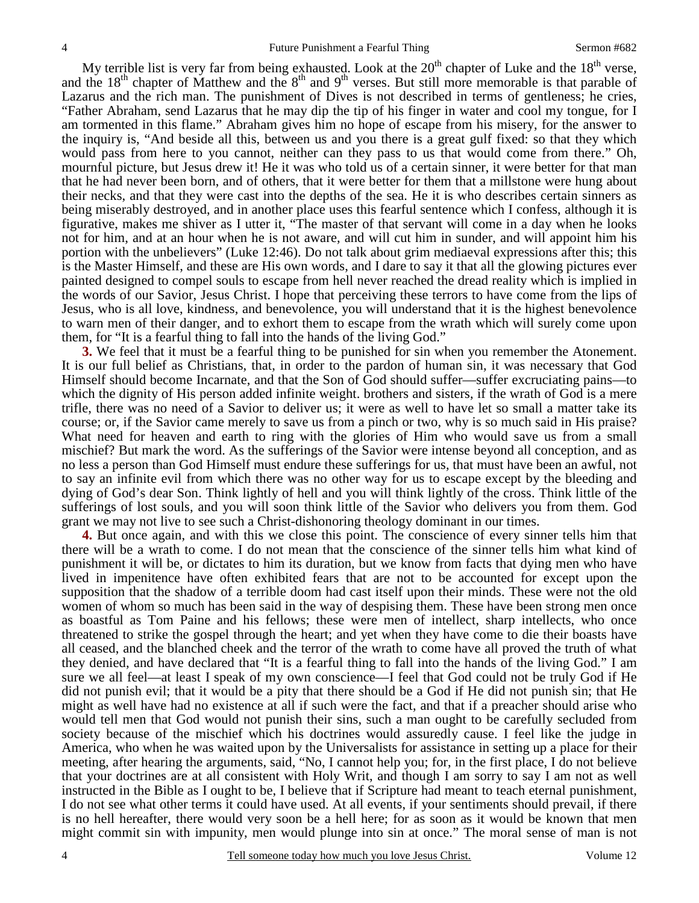My terrible list is very far from being exhausted. Look at the 20th chapter of Luke and the 18th verse, and the 18th chapter of Matthew and the 8th and 9th verses. But still more memorable is that parable of Lazarus and the rich man. The punishment of Dives is not described in terms of gentleness; he cries, "Father Abraham, send Lazarus that he may dip the tip of his finger in water and cool my tongue, for I am tormented in this flame." Abraham gives him no hope of escape from his misery, for the answer to the inquiry is, "And beside all this, between us and you there is a great gulf fixed: so that they which would pass from here to you cannot, neither can they pass to us that would come from there." Oh, mournful picture, but Jesus drew it! He it was who told us of a certain sinner, it were better for that man that he had never been born, and of others, that it were better for them that a millstone were hung about their necks, and that they were cast into the depths of the sea. He it is who describes certain sinners as being miserably destroyed, and in another place uses this fearful sentence which I confess, although it is figurative, makes me shiver as I utter it, "The master of that servant will come in a day when he looks not for him, and at an hour when he is not aware, and will cut him in sunder, and will appoint him his portion with the unbelievers" (Luke 12:46). Do not talk about grim mediaeval expressions after this; this is the Master Himself, and these are His own words, and I dare to say it that all the glowing pictures ever painted designed to compel souls to escape from hell never reached the dread reality which is implied in the words of our Savior, Jesus Christ. I hope that perceiving these terrors to have come from the lips of Jesus, who is all love, kindness, and benevolence, you will understand that it is the highest benevolence to warn men of their danger, and to exhort them to escape from the wrath which will surely come upon them, for "It is a fearful thing to fall into the hands of the living God."

**3.** We feel that it must be a fearful thing to be punished for sin when you remember the Atonement. It is our full belief as Christians, that, in order to the pardon of human sin, it was necessary that God Himself should become Incarnate, and that the Son of God should suffer—suffer excruciating pains—to which the dignity of His person added infinite weight. brothers and sisters, if the wrath of God is a mere trifle, there was no need of a Savior to deliver us; it were as well to have let so small a matter take its course; or, if the Savior came merely to save us from a pinch or two, why is so much said in His praise? What need for heaven and earth to ring with the glories of Him who would save us from a small mischief? But mark the word. As the sufferings of the Savior were intense beyond all conception, and as no less a person than God Himself must endure these sufferings for us, that must have been an awful, not to say an infinite evil from which there was no other way for us to escape except by the bleeding and dying of God's dear Son. Think lightly of hell and you will think lightly of the cross. Think little of the sufferings of lost souls, and you will soon think little of the Savior who delivers you from them. God grant we may not live to see such a Christ-dishonoring theology dominant in our times.

**4.** But once again, and with this we close this point. The conscience of every sinner tells him that there will be a wrath to come. I do not mean that the conscience of the sinner tells him what kind of punishment it will be, or dictates to him its duration, but we know from facts that dying men who have lived in impenitence have often exhibited fears that are not to be accounted for except upon the supposition that the shadow of a terrible doom had cast itself upon their minds. These were not the old women of whom so much has been said in the way of despising them. These have been strong men once as boastful as Tom Paine and his fellows; these were men of intellect, sharp intellects, who once threatened to strike the gospel through the heart; and yet when they have come to die their boasts have all ceased, and the blanched cheek and the terror of the wrath to come have all proved the truth of what they denied, and have declared that "It is a fearful thing to fall into the hands of the living God." I am sure we all feel—at least I speak of my own conscience—I feel that God could not be truly God if He did not punish evil; that it would be a pity that there should be a God if He did not punish sin; that He might as well have had no existence at all if such were the fact, and that if a preacher should arise who would tell men that God would not punish their sins, such a man ought to be carefully secluded from society because of the mischief which his doctrines would assuredly cause. I feel like the judge in America, who when he was waited upon by the Universalists for assistance in setting up a place for their meeting, after hearing the arguments, said, "No, I cannot help you; for, in the first place, I do not believe that your doctrines are at all consistent with Holy Writ, and though I am sorry to say I am not as well instructed in the Bible as I ought to be, I believe that if Scripture had meant to teach eternal punishment, I do not see what other terms it could have used. At all events, if your sentiments should prevail, if there is no hell hereafter, there would very soon be a hell here; for as soon as it would be known that men might commit sin with impunity, men would plunge into sin at once." The moral sense of man is not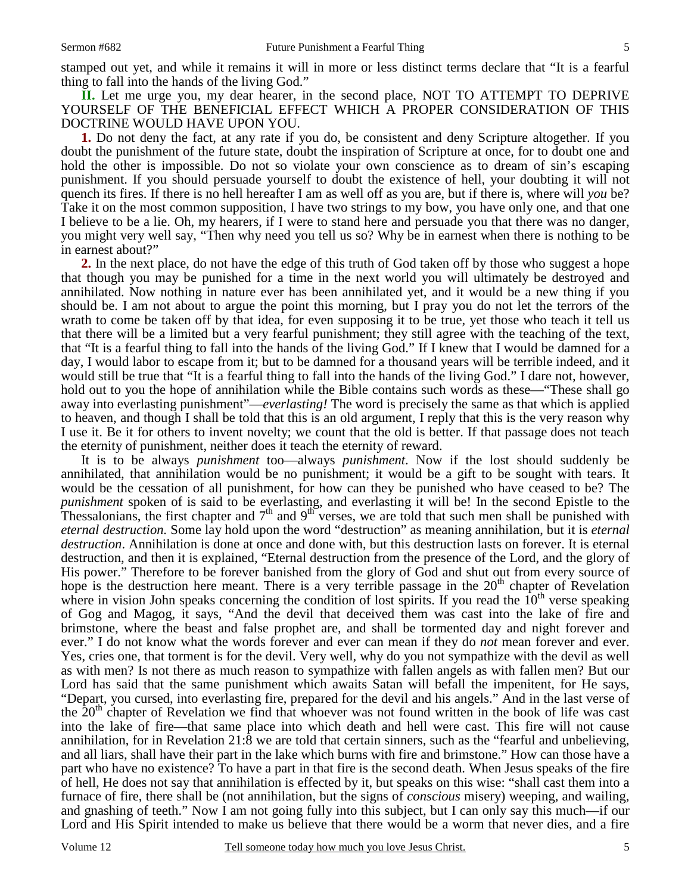stamped out yet, and while it remains it will in more or less distinct terms declare that "It is a fearful thing to fall into the hands of the living God."

**II.** Let me urge you, my dear hearer, in the second place, NOT TO ATTEMPT TO DEPRIVE YOURSELF OF THE BENEFICIAL EFFECT WHICH A PROPER CONSIDERATION OF THIS DOCTRINE WOULD HAVE UPON YOU.

**1.** Do not deny the fact, at any rate if you do, be consistent and deny Scripture altogether. If you doubt the punishment of the future state, doubt the inspiration of Scripture at once, for to doubt one and hold the other is impossible. Do not so violate your own conscience as to dream of sin's escaping punishment. If you should persuade yourself to doubt the existence of hell, your doubting it will not quench its fires. If there is no hell hereafter I am as well off as you are, but if there is, where will *you* be? Take it on the most common supposition, I have two strings to my bow, you have only one, and that one I believe to be a lie. Oh, my hearers, if I were to stand here and persuade you that there was no danger, you might very well say, "Then why need you tell us so? Why be in earnest when there is nothing to be in earnest about?"

**2.** In the next place, do not have the edge of this truth of God taken off by those who suggest a hope that though you may be punished for a time in the next world you will ultimately be destroyed and annihilated. Now nothing in nature ever has been annihilated yet, and it would be a new thing if you should be. I am not about to argue the point this morning, but I pray you do not let the terrors of the wrath to come be taken off by that idea, for even supposing it to be true, yet those who teach it tell us that there will be a limited but a very fearful punishment; they still agree with the teaching of the text, that "It is a fearful thing to fall into the hands of the living God." If I knew that I would be damned for a day, I would labor to escape from it; but to be damned for a thousand years will be terrible indeed, and it would still be true that "It is a fearful thing to fall into the hands of the living God." I dare not, however, hold out to you the hope of annihilation while the Bible contains such words as these—"These shall go away into everlasting punishment"—*everlasting!* The word is precisely the same as that which is applied to heaven, and though I shall be told that this is an old argument, I reply that this is the very reason why I use it. Be it for others to invent novelty; we count that the old is better. If that passage does not teach the eternity of punishment, neither does it teach the eternity of reward.

It is to be always *punishment* too—always *punishment*. Now if the lost should suddenly be annihilated, that annihilation would be no punishment; it would be a gift to be sought with tears. It would be the cessation of all punishment, for how can they be punished who have ceased to be? The *punishment* spoken of is said to be everlasting, and everlasting it will be! In the second Epistle to the Thessalonians, the first chapter and 7th and 9th verses, we are told that such men shall be punished with *eternal destruction*. Some lay hold upon the word "destruction" as meaning annihilation, but it is *eternal destruction*. Annihilation is done at once and done with, but this destruction lasts on forever. It is eternal destruction, and then it is explained, "Eternal destruction from the presence of the Lord, and the glory of His power." Therefore to be forever banished from the glory of God and shut out from every source of hope is the destruction here meant. There is a very terrible passage in the 20th chapter of Revelation where in vision John speaks concerning the condition of lost spirits. If you read the 10th verse speaking of Gog and Magog, it says, "And the devil that deceived them was cast into the lake of fire and brimstone, where the beast and false prophet are, and shall be tormented day and night forever and ever." I do not know what the words forever and ever can mean if they do *not* mean forever and ever. Yes, cries one, that torment is for the devil. Very well, why do you not sympathize with the devil as well as with men? Is not there as much reason to sympathize with fallen angels as with fallen men? But our Lord has said that the same punishment which awaits Satan will befall the impenitent, for He says, "Depart, you cursed, into everlasting fire, prepared for the devil and his angels." And in the last verse of the 20th chapter of Revelation we find that whoever was not found written in the book of life was cast into the lake of fire—that same place into which death and hell were cast. This fire will not cause annihilation, for in Revelation 21:8 we are told that certain sinners, such as the "fearful and unbelieving, and all liars, shall have their part in the lake which burns with fire and brimstone." How can those have a part who have no existence? To have a part in that fire is the second death. When Jesus speaks of the fire of hell, He does not say that annihilation is effected by it, but speaks on this wise: "shall cast them into a furnace of fire, there shall be (not annihilation, but the signs of *conscious* misery) weeping, and wailing, and gnashing of teeth." Now I am not going fully into this subject, but I can only say this much—if our Lord and His Spirit intended to make us believe that there would be a worm that never dies, and a fire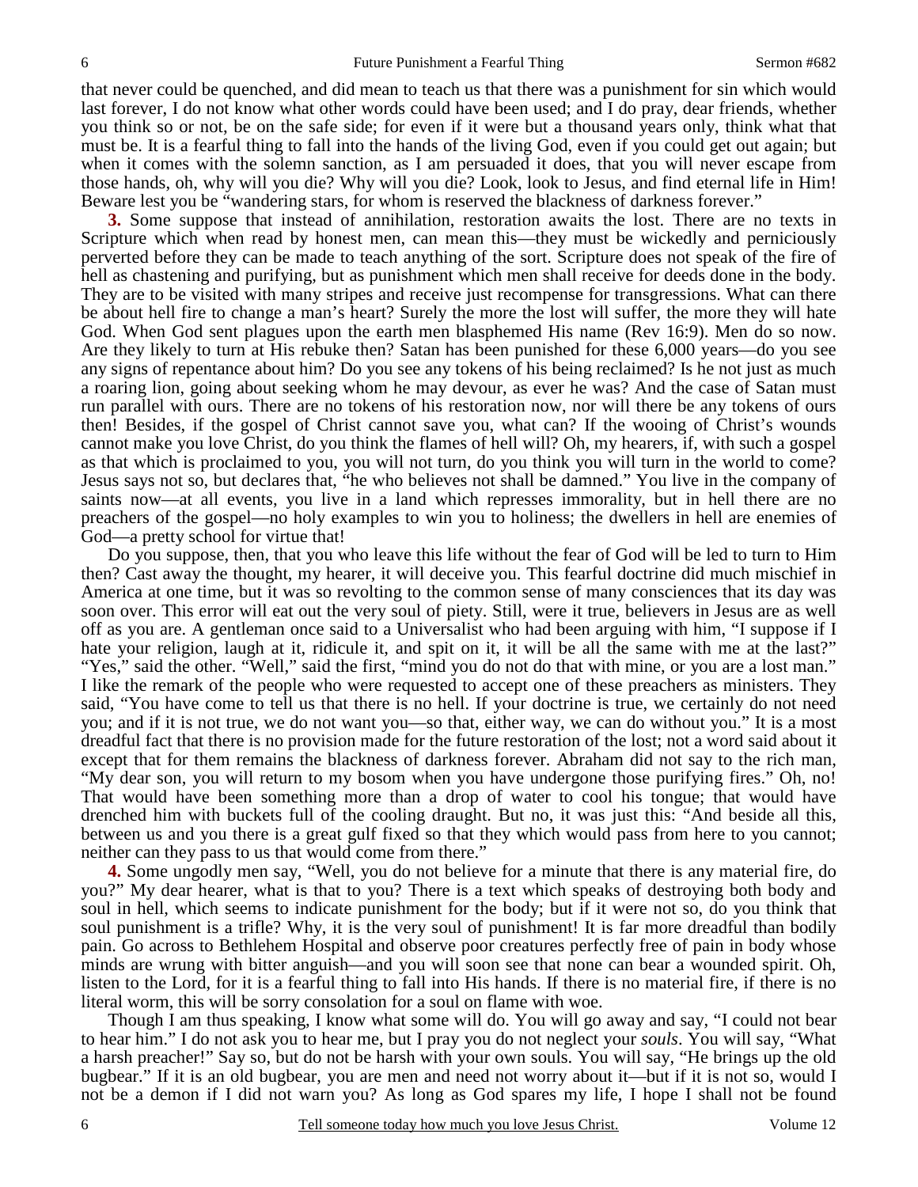that never could be quenched, and did mean to teach us that there was a punishment for sin which would last forever, I do not know what other words could have been used; and I do pray, dear friends, whether you think so or not, be on the safe side; for even if it were but a thousand years only, think what that must be. It is a fearful thing to fall into the hands of the living God, even if you could get out again; but when it comes with the solemn sanction, as I am persuaded it does, that you will never escape from those hands, oh, why will you die? Why will you die? Look, look to Jesus, and find eternal life in Him! Beware lest you be "wandering stars, for whom is reserved the blackness of darkness forever."

**3.** Some suppose that instead of annihilation, restoration awaits the lost. There are no texts in Scripture which when read by honest men, can mean this—they must be wickedly and perniciously perverted before they can be made to teach anything of the sort. Scripture does not speak of the fire of hell as chastening and purifying, but as punishment which men shall receive for deeds done in the body. They are to be visited with many stripes and receive just recompense for transgressions. What can there be about hell fire to change a man's heart? Surely the more the lost will suffer, the more they will hate God. When God sent plagues upon the earth men blasphemed His name (Rev 16:9). Men do so now. Are they likely to turn at His rebuke then? Satan has been punished for these 6,000 years—do you see any signs of repentance about him? Do you see any tokens of his being reclaimed? Is he not just as much a roaring lion, going about seeking whom he may devour, as ever he was? And the case of Satan must run parallel with ours. There are no tokens of his restoration now, nor will there be any tokens of ours then! Besides, if the gospel of Christ cannot save you, what can? If the wooing of Christ's wounds cannot make you love Christ, do you think the flames of hell will? Oh, my hearers, if, with such a gospel as that which is proclaimed to you, you will not turn, do you think you will turn in the world to come? Jesus says not so, but declares that, "he who believes not shall be damned." You live in the company of saints now—at all events, you live in a land which represses immorality, but in hell there are no preachers of the gospel—no holy examples to win you to holiness; the dwellers in hell are enemies of God—a pretty school for virtue that!

Do you suppose, then, that you who leave this life without the fear of God will be led to turn to Him then? Cast away the thought, my hearer, it will deceive you. This fearful doctrine did much mischief in America at one time, but it was so revolting to the common sense of many consciences that its day was soon over. This error will eat out the very soul of piety. Still, were it true, believers in Jesus are as well off as you are. A gentleman once said to a Universalist who had been arguing with him, "I suppose if I hate your religion, laugh at it, ridicule it, and spit on it, it will be all the same with me at the last?" "Yes," said the other. "Well," said the first, "mind you do not do that with mine, or you are a lost man." I like the remark of the people who were requested to accept one of these preachers as ministers. They said, "You have come to tell us that there is no hell. If your doctrine is true, we certainly do not need you; and if it is not true, we do not want you—so that, either way, we can do without you." It is a most dreadful fact that there is no provision made for the future restoration of the lost; not a word said about it except that for them remains the blackness of darkness forever. Abraham did not say to the rich man, "My dear son, you will return to my bosom when you have undergone those purifying fires." Oh, no! That would have been something more than a drop of water to cool his tongue; that would have drenched him with buckets full of the cooling draught. But no, it was just this: "And beside all this, between us and you there is a great gulf fixed so that they which would pass from here to you cannot; neither can they pass to us that would come from there."

**4.** Some ungodly men say, "Well, you do not believe for a minute that there is any material fire, do you?" My dear hearer, what is that to you? There is a text which speaks of destroying both body and soul in hell, which seems to indicate punishment for the body; but if it were not so, do you think that soul punishment is a trifle? Why, it is the very soul of punishment! It is far more dreadful than bodily pain. Go across to Bethlehem Hospital and observe poor creatures perfectly free of pain in body whose minds are wrung with bitter anguish—and you will soon see that none can bear a wounded spirit. Oh, listen to the Lord, for it is a fearful thing to fall into His hands. If there is no material fire, if there is no literal worm, this will be sorry consolation for a soul on flame with woe.

Though I am thus speaking, I know what some will do. You will go away and say, "I could not bear to hear him." I do not ask you to hear me, but I pray you do not neglect your *souls*. You will say, "What a harsh preacher!" Say so, but do not be harsh with your own souls. You will say, "He brings up the old bugbear." If it is an old bugbear, you are men and need not worry about it—but if it is not so, would I not be a demon if I did not warn you? As long as God spares my life, I hope I shall not be found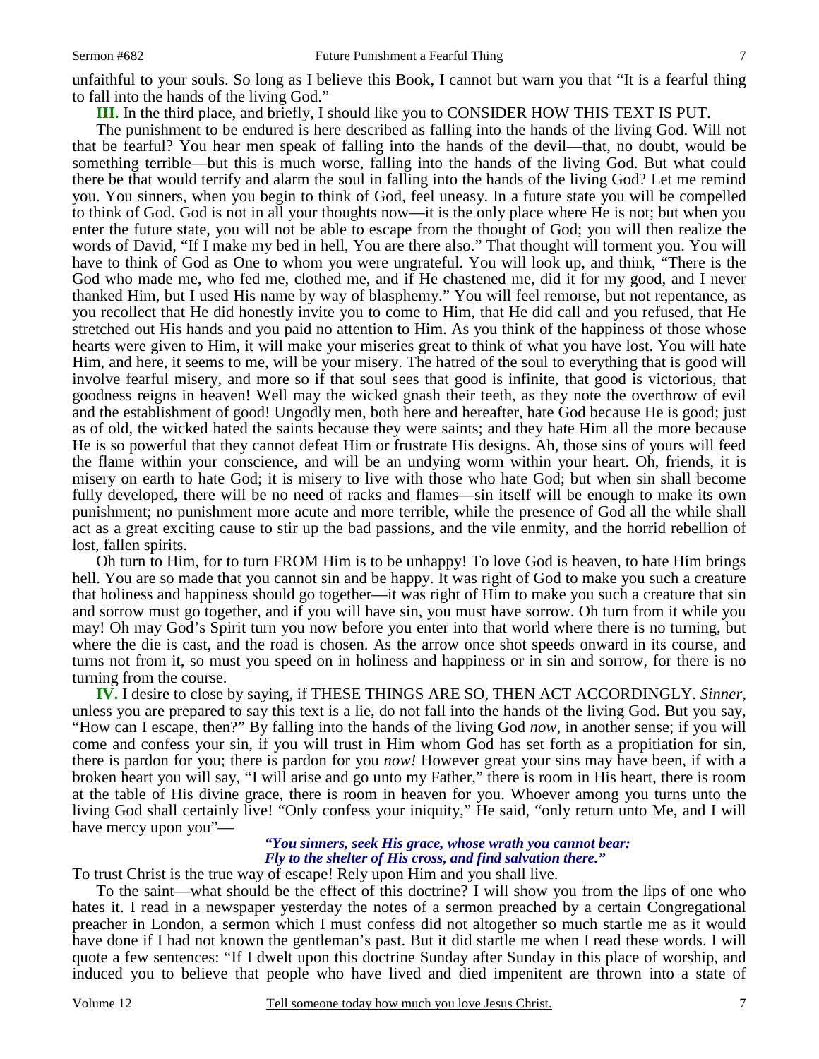unfaithful to your souls. So long as I believe this Book, I cannot but warn you that "It is a fearful thing to fall into the hands of the living God."

**III.** In the third place, and briefly, I should like you to CONSIDER HOW THIS TEXT IS PUT.

The punishment to be endured is here described as falling into the hands of the living God. Will not that be fearful? You hear men speak of falling into the hands of the devil—that, no doubt, would be something terrible—but this is much worse, falling into the hands of the living God. But what could there be that would terrify and alarm the soul in falling into the hands of the living God? Let me remind you. You sinners, when you begin to think of God, feel uneasy. In a future state you will be compelled to think of God. God is not in all your thoughts now—it is the only place where He is not; but when you enter the future state, you will not be able to escape from the thought of God; you will then realize the words of David, "If I make my bed in hell, You are there also." That thought will torment you. You will have to think of God as One to whom you were ungrateful. You will look up, and think, "There is the God who made me, who fed me, clothed me, and if He chastened me, did it for my good, and I never thanked Him, but I used His name by way of blasphemy." You will feel remorse, but not repentance, as you recollect that He did honestly invite you to come to Him, that He did call and you refused, that He stretched out His hands and you paid no attention to Him. As you think of the happiness of those whose hearts were given to Him, it will make your miseries great to think of what you have lost. You will hate Him, and here, it seems to me, will be your misery. The hatred of the soul to everything that is good will involve fearful misery, and more so if that soul sees that good is infinite, that good is victorious, that goodness reigns in heaven! Well may the wicked gnash their teeth, as they note the overthrow of evil and the establishment of good! Ungodly men, both here and hereafter, hate God because He is good; just as of old, the wicked hated the saints because they were saints; and they hate Him all the more because He is so powerful that they cannot defeat Him or frustrate His designs. Ah, those sins of yours will feed the flame within your conscience, and will be an undying worm within your heart. Oh, friends, it is misery on earth to hate God; it is misery to live with those who hate God; but when sin shall become fully developed, there will be no need of racks and flames—sin itself will be enough to make its own punishment; no punishment more acute and more terrible, while the presence of God all the while shall act as a great exciting cause to stir up the bad passions, and the vile enmity, and the horrid rebellion of lost, fallen spirits.

Oh turn to Him, for to turn FROM Him is to be unhappy! To love God is heaven, to hate Him brings hell. You are so made that you cannot sin and be happy. It was right of God to make you such a creature that holiness and happiness should go together—it was right of Him to make you such a creature that sin and sorrow must go together, and if you will have sin, you must have sorrow. Oh turn from it while you may! Oh may God's Spirit turn you now before you enter into that world where there is no turning, but where the die is cast, and the road is chosen. As the arrow once shot speeds onward in its course, and turns not from it, so must you speed on in holiness and happiness or in sin and sorrow, for there is no turning from the course.

**IV.** I desire to close by saying, if THESE THINGS ARE SO, THEN ACT ACCORDINGLY. *Sinner*, unless you are prepared to say this text is a lie, do not fall into the hands of the living God. But you say, "How can I escape, then?" By falling into the hands of the living God *now*, in another sense; if you will come and confess your sin, if you will trust in Him whom God has set forth as a propitiation for sin, there is pardon for you; there is pardon for you *now!* However great your sins may have been, if with a broken heart you will say, "I will arise and go unto my Father," there is room in His heart, there is room at the table of His divine grace, there is room in heaven for you. Whoever among you turns unto the living God shall certainly live! "Only confess your iniquity," He said, "only return unto Me, and I will have mercy upon you"—

> *"You sinners, seek His grace, whose wrath you cannot bear:*
> *Fly to the shelter of His cross, and find salvation there."*

To trust Christ is the true way of escape! Rely upon Him and you shall live.

To the saint—what should be the effect of this doctrine? I will show you from the lips of one who hates it. I read in a newspaper yesterday the notes of a sermon preached by a certain Congregational preacher in London, a sermon which I must confess did not altogether so much startle me as it would have done if I had not known the gentleman's past. But it did startle me when I read these words. I will quote a few sentences: "If I dwelt upon this doctrine Sunday after Sunday in this place of worship, and induced you to believe that people who have lived and died impenitent are thrown into a state of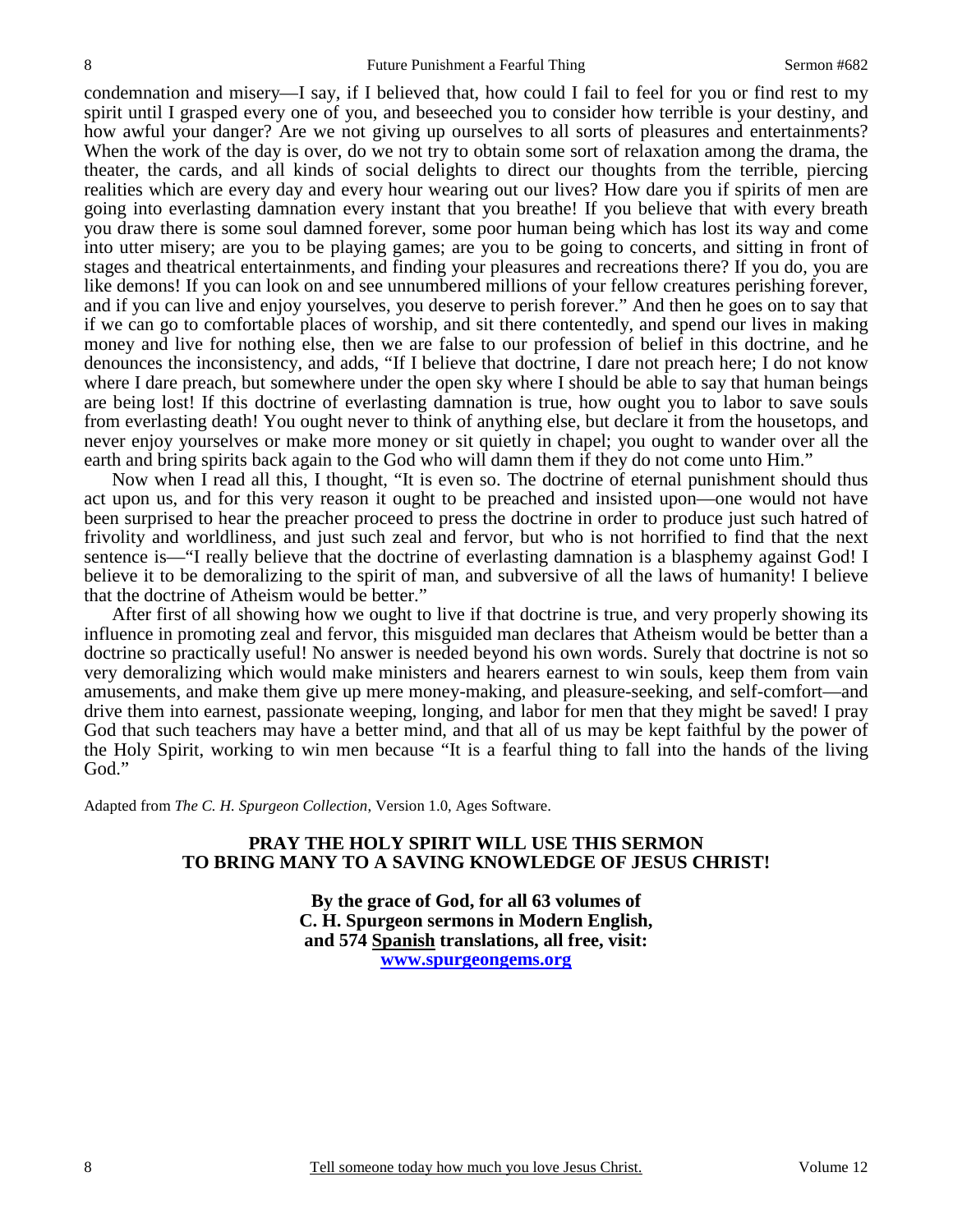condemnation and misery—I say, if I believed that, how could I fail to feel for you or find rest to my spirit until I grasped every one of you, and beseeched you to consider how terrible is your destiny, and how awful your danger? Are we not giving up ourselves to all sorts of pleasures and entertainments? When the work of the day is over, do we not try to obtain some sort of relaxation among the drama, the theater, the cards, and all kinds of social delights to direct our thoughts from the terrible, piercing realities which are every day and every hour wearing out our lives? How dare you if spirits of men are going into everlasting damnation every instant that you breathe! If you believe that with every breath you draw there is some soul damned forever, some poor human being which has lost its way and come into utter misery; are you to be playing games; are you to be going to concerts, and sitting in front of stages and theatrical entertainments, and finding your pleasures and recreations there? If you do, you are like demons! If you can look on and see unnumbered millions of your fellow creatures perishing forever, and if you can live and enjoy yourselves, you deserve to perish forever." And then he goes on to say that if we can go to comfortable places of worship, and sit there contentedly, and spend our lives in making money and live for nothing else, then we are false to our profession of belief in this doctrine, and he denounces the inconsistency, and adds, "If I believe that doctrine, I dare not preach here; I do not know where I dare preach, but somewhere under the open sky where I should be able to say that human beings are being lost! If this doctrine of everlasting damnation is true, how ought you to labor to save souls from everlasting death! You ought never to think of anything else, but declare it from the housetops, and never enjoy yourselves or make more money or sit quietly in chapel; you ought to wander over all the earth and bring spirits back again to the God who will damn them if they do not come unto Him."

Now when I read all this, I thought, "It is even so. The doctrine of eternal punishment should thus act upon us, and for this very reason it ought to be preached and insisted upon—one would not have been surprised to hear the preacher proceed to press the doctrine in order to produce just such hatred of frivolity and worldliness, and just such zeal and fervor, but who is not horrified to find that the next sentence is—"I really believe that the doctrine of everlasting damnation is a blasphemy against God! I believe it to be demoralizing to the spirit of man, and subversive of all the laws of humanity! I believe that the doctrine of Atheism would be better."

After first of all showing how we ought to live if that doctrine is true, and very properly showing its influence in promoting zeal and fervor, this misguided man declares that Atheism would be better than a doctrine so practically useful! No answer is needed beyond his own words. Surely that doctrine is not so very demoralizing which would make ministers and hearers earnest to win souls, keep them from vain amusements, and make them give up mere money-making, and pleasure-seeking, and self-comfort—and drive them into earnest, passionate weeping, longing, and labor for men that they might be saved! I pray God that such teachers may have a better mind, and that all of us may be kept faithful by the power of the Holy Spirit, working to win men because "It is a fearful thing to fall into the hands of the living God."

Adapted from *The C. H. Spurgeon Collection*, Version 1.0, Ages Software.

**PRAY THE HOLY SPIRIT WILL USE THIS SERMON TO BRING MANY TO A SAVING KNOWLEDGE OF JESUS CHRIST!**

**By the grace of God, for all 63 volumes of C. H. Spurgeon sermons in Modern English, and 574 Spanish translations, all free, visit: www.spurgeongems.org**